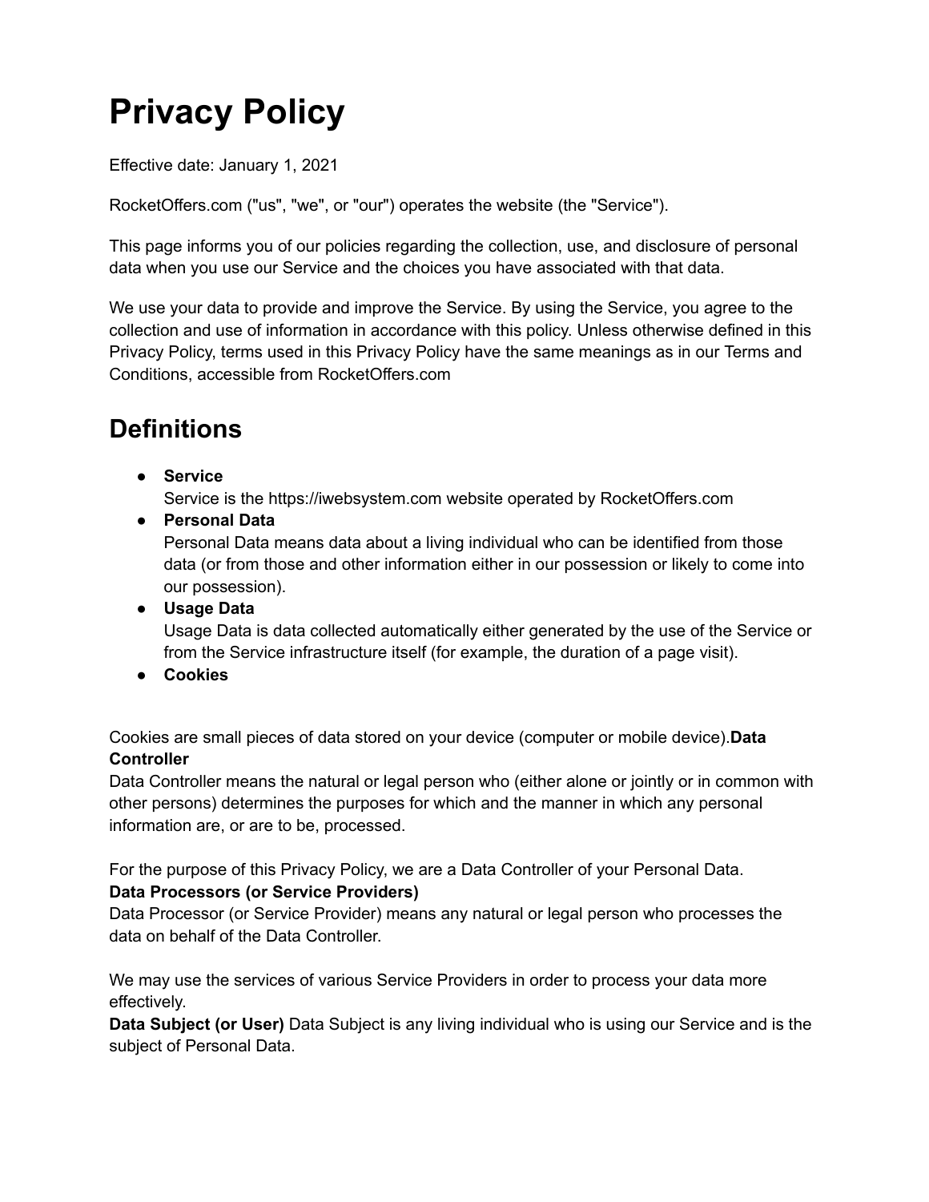# Privacy Policy

Effective date: January 1, 2021

RocketOffers.com ("us", "we", or "our") operates the website (the "Service").

This page informs you of our policies regarding the collection, use, and disclosure of personal data when you use our Service and the choices you have associated with that data.

We use your data to provide and improve the Service. By using the Service, you agree to the collection and use of information in accordance with this policy. Unless otherwise defined in this Privacy Policy, terms used in this Privacy Policy have the same meanings as in our Terms and Conditions, accessible from RocketOffers.com

## Definitions

- **Service**
  Service is the https://iwebsystem.com website operated by RocketOffers.com
- **Personal Data**
  Personal Data means data about a living individual who can be identified from those data (or from those and other information either in our possession or likely to come into our possession).
- **Usage Data**
  Usage Data is data collected automatically either generated by the use of the Service or from the Service infrastructure itself (for example, the duration of a page visit).
- **Cookies**

Cookies are small pieces of data stored on your device (computer or mobile device).**Data Controller**
Data Controller means the natural or legal person who (either alone or jointly or in common with other persons) determines the purposes for which and the manner in which any personal information are, or are to be, processed.

For the purpose of this Privacy Policy, we are a Data Controller of your Personal Data.
**Data Processors (or Service Providers)**
Data Processor (or Service Provider) means any natural or legal person who processes the data on behalf of the Data Controller.

We may use the services of various Service Providers in order to process your data more effectively.
**Data Subject (or User)** Data Subject is any living individual who is using our Service and is the subject of Personal Data.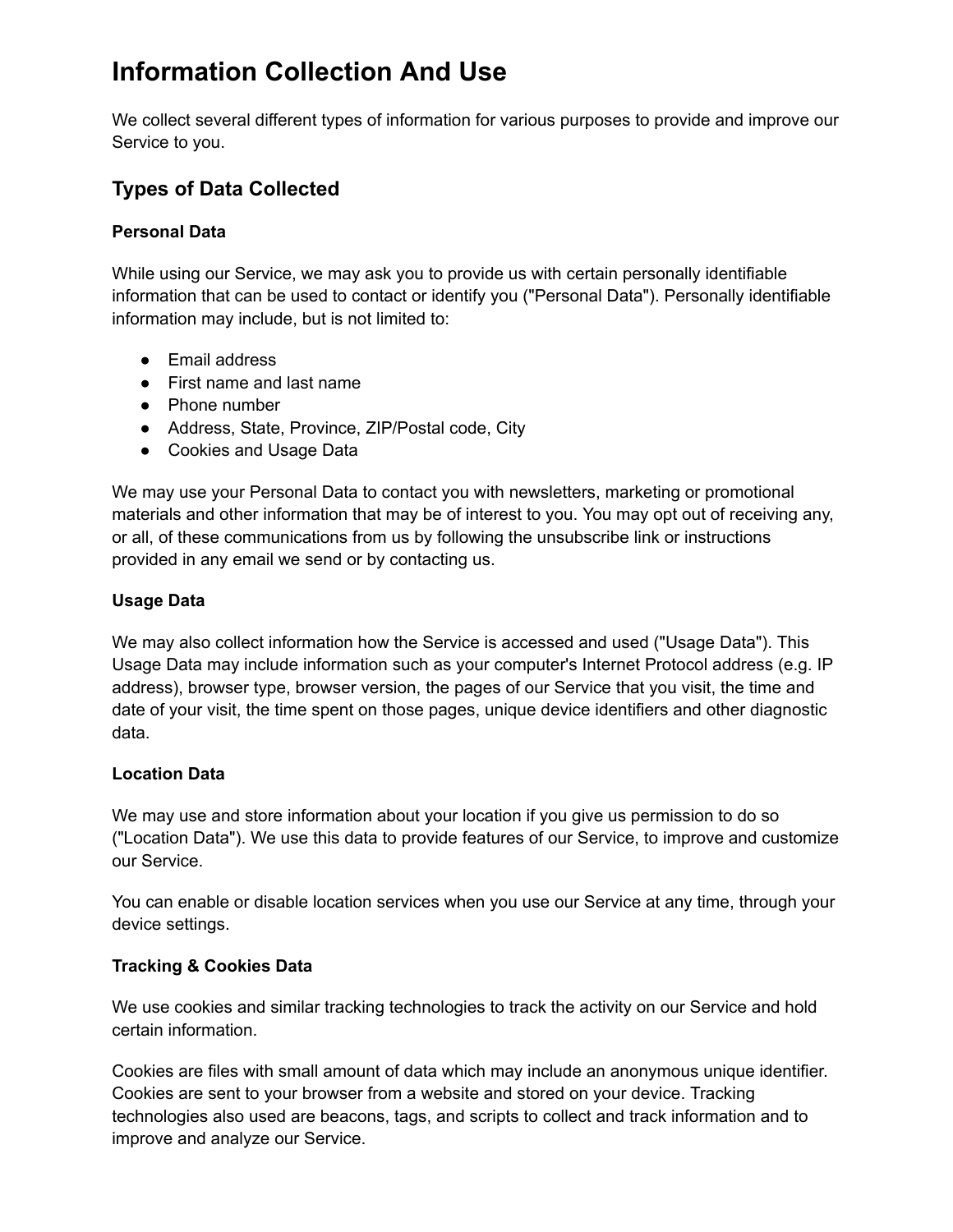# Information Collection And Use

We collect several different types of information for various purposes to provide and improve our Service to you.

## Types of Data Collected

### Personal Data

While using our Service, we may ask you to provide us with certain personally identifiable information that can be used to contact or identify you ("Personal Data"). Personally identifiable information may include, but is not limited to:

- Email address
- First name and last name
- Phone number
- Address, State, Province, ZIP/Postal code, City
- Cookies and Usage Data

We may use your Personal Data to contact you with newsletters, marketing or promotional materials and other information that may be of interest to you. You may opt out of receiving any, or all, of these communications from us by following the unsubscribe link or instructions provided in any email we send or by contacting us.

### Usage Data

We may also collect information how the Service is accessed and used ("Usage Data"). This Usage Data may include information such as your computer's Internet Protocol address (e.g. IP address), browser type, browser version, the pages of our Service that you visit, the time and date of your visit, the time spent on those pages, unique device identifiers and other diagnostic data.

### Location Data

We may use and store information about your location if you give us permission to do so ("Location Data"). We use this data to provide features of our Service, to improve and customize our Service.

You can enable or disable location services when you use our Service at any time, through your device settings.

### Tracking & Cookies Data

We use cookies and similar tracking technologies to track the activity on our Service and hold certain information.

Cookies are files with small amount of data which may include an anonymous unique identifier. Cookies are sent to your browser from a website and stored on your device. Tracking technologies also used are beacons, tags, and scripts to collect and track information and to improve and analyze our Service.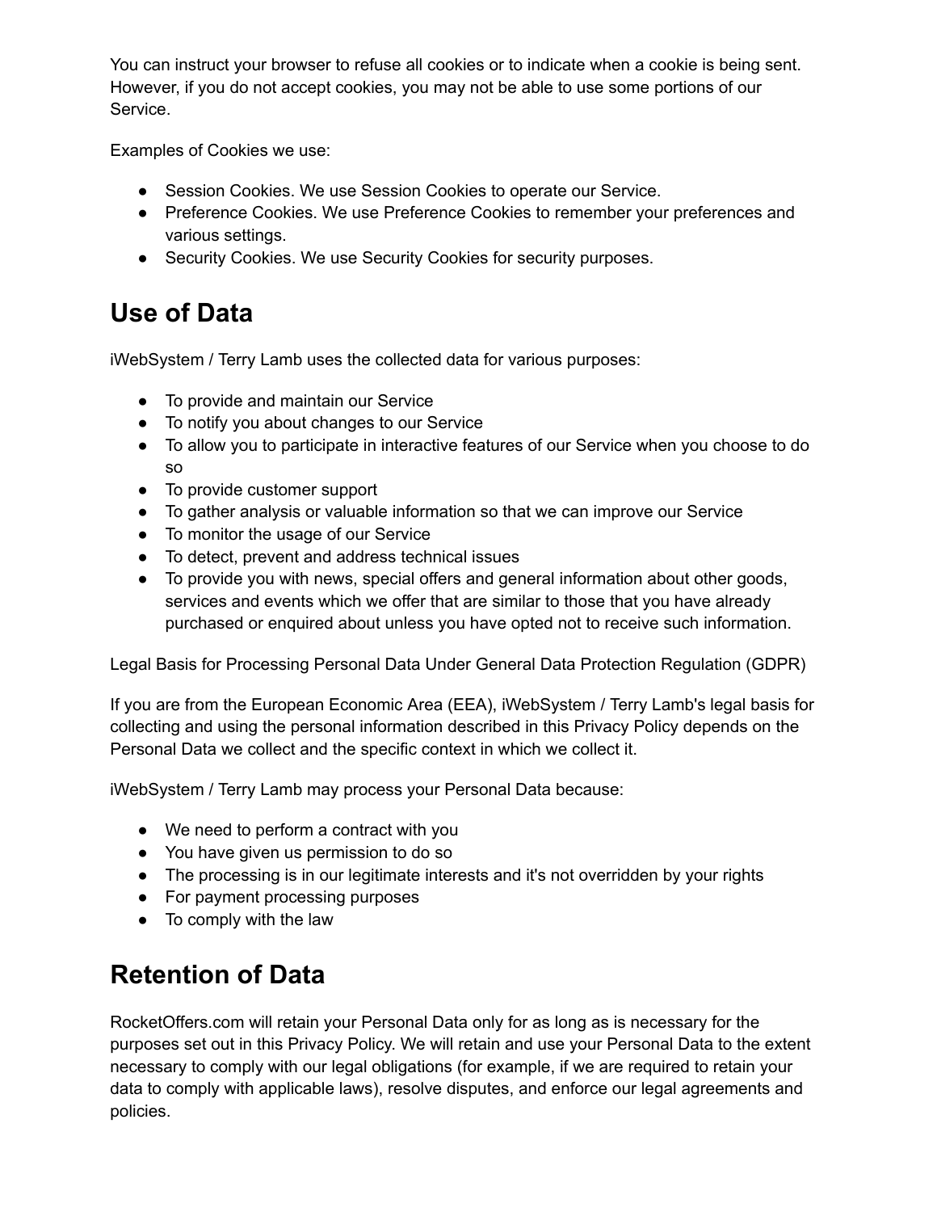You can instruct your browser to refuse all cookies or to indicate when a cookie is being sent. However, if you do not accept cookies, you may not be able to use some portions of our Service.

Examples of Cookies we use:

- Session Cookies. We use Session Cookies to operate our Service.
- Preference Cookies. We use Preference Cookies to remember your preferences and various settings.
- Security Cookies. We use Security Cookies for security purposes.

# Use of Data

iWebSystem / Terry Lamb uses the collected data for various purposes:

- To provide and maintain our Service
- To notify you about changes to our Service
- To allow you to participate in interactive features of our Service when you choose to do so
- To provide customer support
- To gather analysis or valuable information so that we can improve our Service
- To monitor the usage of our Service
- To detect, prevent and address technical issues
- To provide you with news, special offers and general information about other goods, services and events which we offer that are similar to those that you have already purchased or enquired about unless you have opted not to receive such information.

Legal Basis for Processing Personal Data Under General Data Protection Regulation (GDPR)

If you are from the European Economic Area (EEA), iWebSystem / Terry Lamb's legal basis for collecting and using the personal information described in this Privacy Policy depends on the Personal Data we collect and the specific context in which we collect it.

iWebSystem / Terry Lamb may process your Personal Data because:

- We need to perform a contract with you
- You have given us permission to do so
- The processing is in our legitimate interests and it's not overridden by your rights
- For payment processing purposes
- To comply with the law

# Retention of Data

RocketOffers.com will retain your Personal Data only for as long as is necessary for the purposes set out in this Privacy Policy. We will retain and use your Personal Data to the extent necessary to comply with our legal obligations (for example, if we are required to retain your data to comply with applicable laws), resolve disputes, and enforce our legal agreements and policies.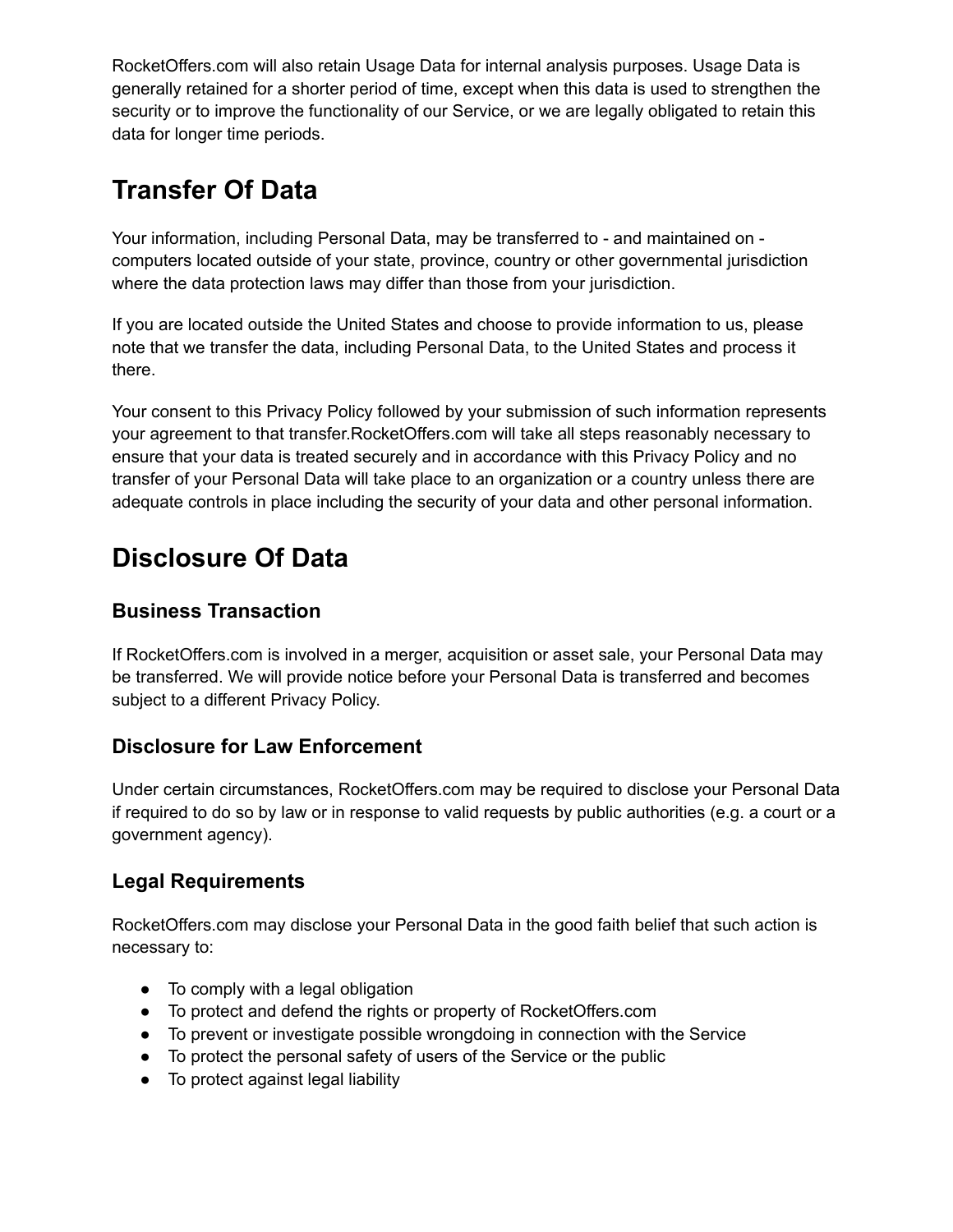RocketOffers.com will also retain Usage Data for internal analysis purposes. Usage Data is generally retained for a shorter period of time, except when this data is used to strengthen the security or to improve the functionality of our Service, or we are legally obligated to retain this data for longer time periods.

# Transfer Of Data

Your information, including Personal Data, may be transferred to - and maintained on - computers located outside of your state, province, country or other governmental jurisdiction where the data protection laws may differ than those from your jurisdiction.

If you are located outside the United States and choose to provide information to us, please note that we transfer the data, including Personal Data, to the United States and process it there.

Your consent to this Privacy Policy followed by your submission of such information represents your agreement to that transfer.RocketOffers.com will take all steps reasonably necessary to ensure that your data is treated securely and in accordance with this Privacy Policy and no transfer of your Personal Data will take place to an organization or a country unless there are adequate controls in place including the security of your data and other personal information.

# Disclosure Of Data

## Business Transaction

If RocketOffers.com is involved in a merger, acquisition or asset sale, your Personal Data may be transferred. We will provide notice before your Personal Data is transferred and becomes subject to a different Privacy Policy.

## Disclosure for Law Enforcement

Under certain circumstances, RocketOffers.com may be required to disclose your Personal Data if required to do so by law or in response to valid requests by public authorities (e.g. a court or a government agency).

## Legal Requirements

RocketOffers.com may disclose your Personal Data in the good faith belief that such action is necessary to:

- To comply with a legal obligation
- To protect and defend the rights or property of RocketOffers.com
- To prevent or investigate possible wrongdoing in connection with the Service
- To protect the personal safety of users of the Service or the public
- To protect against legal liability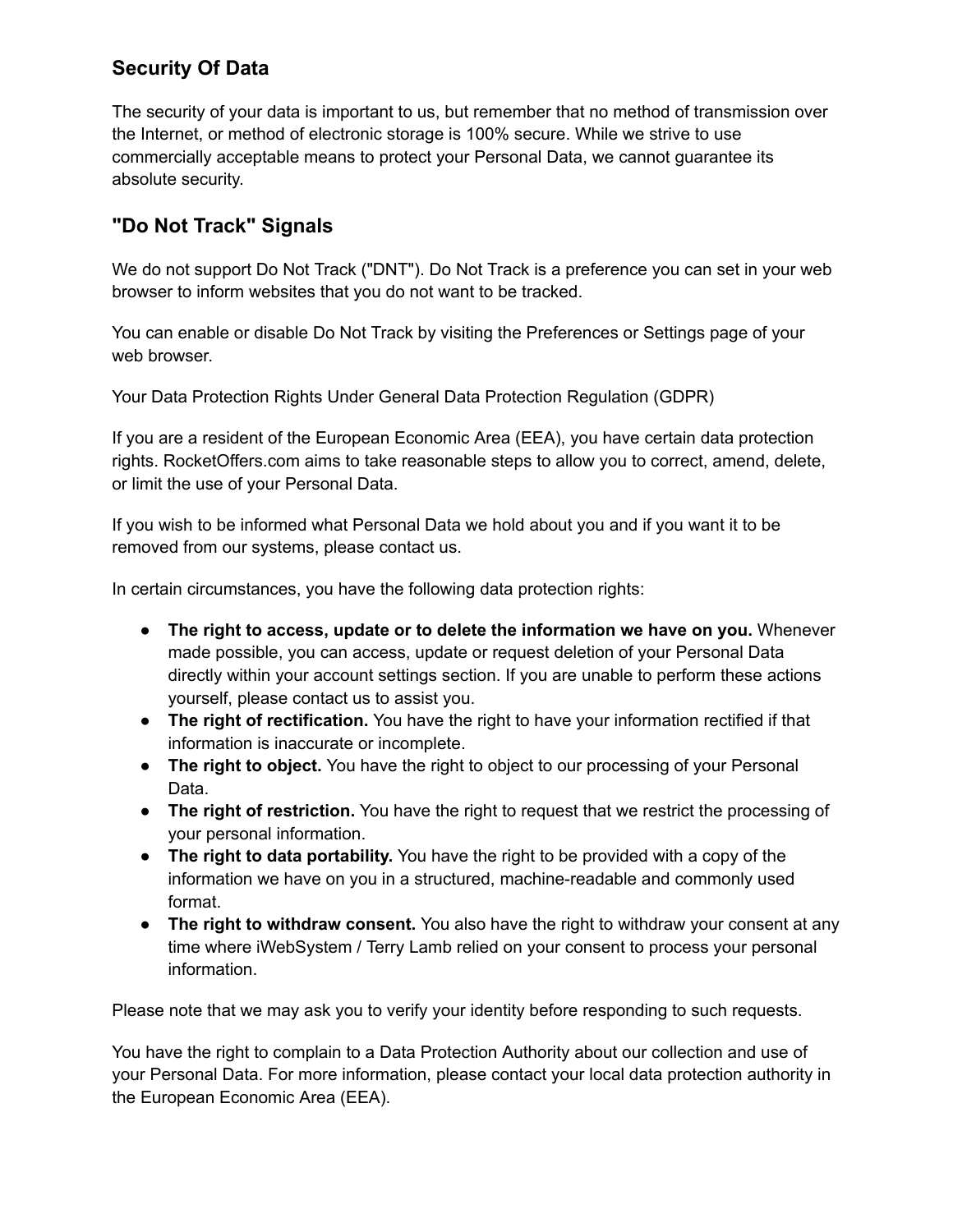## Security Of Data

The security of your data is important to us, but remember that no method of transmission over the Internet, or method of electronic storage is 100% secure. While we strive to use commercially acceptable means to protect your Personal Data, we cannot guarantee its absolute security.

## "Do Not Track" Signals

We do not support Do Not Track ("DNT"). Do Not Track is a preference you can set in your web browser to inform websites that you do not want to be tracked.

You can enable or disable Do Not Track by visiting the Preferences or Settings page of your web browser.

Your Data Protection Rights Under General Data Protection Regulation (GDPR)

If you are a resident of the European Economic Area (EEA), you have certain data protection rights. RocketOffers.com aims to take reasonable steps to allow you to correct, amend, delete, or limit the use of your Personal Data.

If you wish to be informed what Personal Data we hold about you and if you want it to be removed from our systems, please contact us.

In certain circumstances, you have the following data protection rights:

- **The right to access, update or to delete the information we have on you.** Whenever made possible, you can access, update or request deletion of your Personal Data directly within your account settings section. If you are unable to perform these actions yourself, please contact us to assist you.
- **The right of rectification.** You have the right to have your information rectified if that information is inaccurate or incomplete.
- **The right to object.** You have the right to object to our processing of your Personal Data.
- **The right of restriction.** You have the right to request that we restrict the processing of your personal information.
- **The right to data portability.** You have the right to be provided with a copy of the information we have on you in a structured, machine-readable and commonly used format.
- **The right to withdraw consent.** You also have the right to withdraw your consent at any time where iWebSystem / Terry Lamb relied on your consent to process your personal information.

Please note that we may ask you to verify your identity before responding to such requests.

You have the right to complain to a Data Protection Authority about our collection and use of your Personal Data. For more information, please contact your local data protection authority in the European Economic Area (EEA).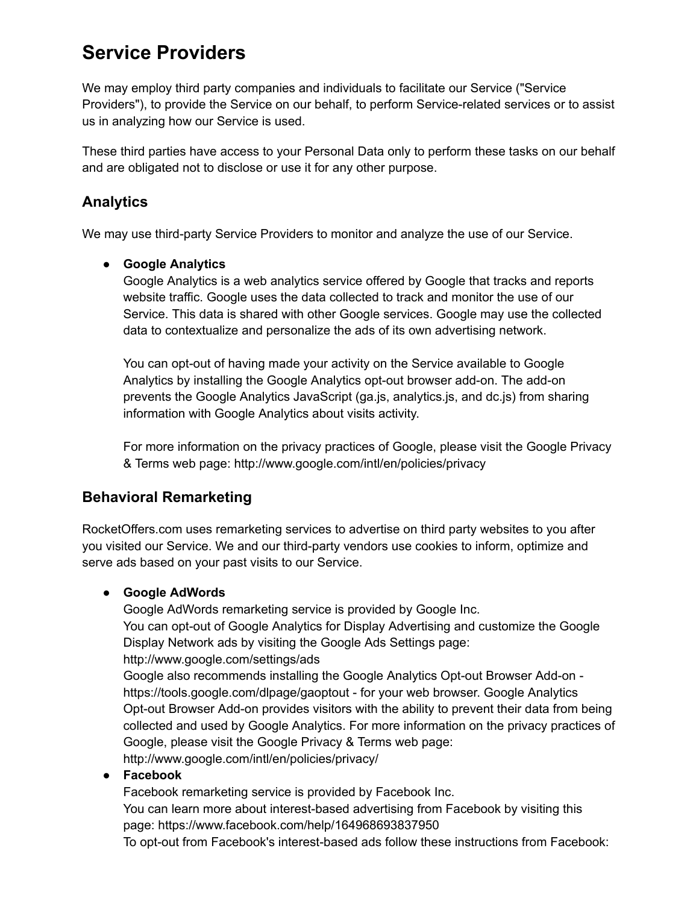## Service Providers

We may employ third party companies and individuals to facilitate our Service ("Service Providers"), to provide the Service on our behalf, to perform Service-related services or to assist us in analyzing how our Service is used.

These third parties have access to your Personal Data only to perform these tasks on our behalf and are obligated not to disclose or use it for any other purpose.

### Analytics

We may use third-party Service Providers to monitor and analyze the use of our Service.

- **Google Analytics**
  Google Analytics is a web analytics service offered by Google that tracks and reports website traffic. Google uses the data collected to track and monitor the use of our Service. This data is shared with other Google services. Google may use the collected data to contextualize and personalize the ads of its own advertising network.

  You can opt-out of having made your activity on the Service available to Google Analytics by installing the Google Analytics opt-out browser add-on. The add-on prevents the Google Analytics JavaScript (ga.js, analytics.js, and dc.js) from sharing information with Google Analytics about visits activity.

  For more information on the privacy practices of Google, please visit the Google Privacy & Terms web page: http://www.google.com/intl/en/policies/privacy

### Behavioral Remarketing

RocketOffers.com uses remarketing services to advertise on third party websites to you after you visited our Service. We and our third-party vendors use cookies to inform, optimize and serve ads based on your past visits to our Service.

- **Google AdWords**
  Google AdWords remarketing service is provided by Google Inc.
  You can opt-out of Google Analytics for Display Advertising and customize the Google Display Network ads by visiting the Google Ads Settings page: http://www.google.com/settings/ads
  Google also recommends installing the Google Analytics Opt-out Browser Add-on - https://tools.google.com/dlpage/gaoptout - for your web browser. Google Analytics Opt-out Browser Add-on provides visitors with the ability to prevent their data from being collected and used by Google Analytics. For more information on the privacy practices of Google, please visit the Google Privacy & Terms web page: http://www.google.com/intl/en/policies/privacy/
- **Facebook**
  Facebook remarketing service is provided by Facebook Inc.
  You can learn more about interest-based advertising from Facebook by visiting this page: https://www.facebook.com/help/164968693837950
  To opt-out from Facebook's interest-based ads follow these instructions from Facebook: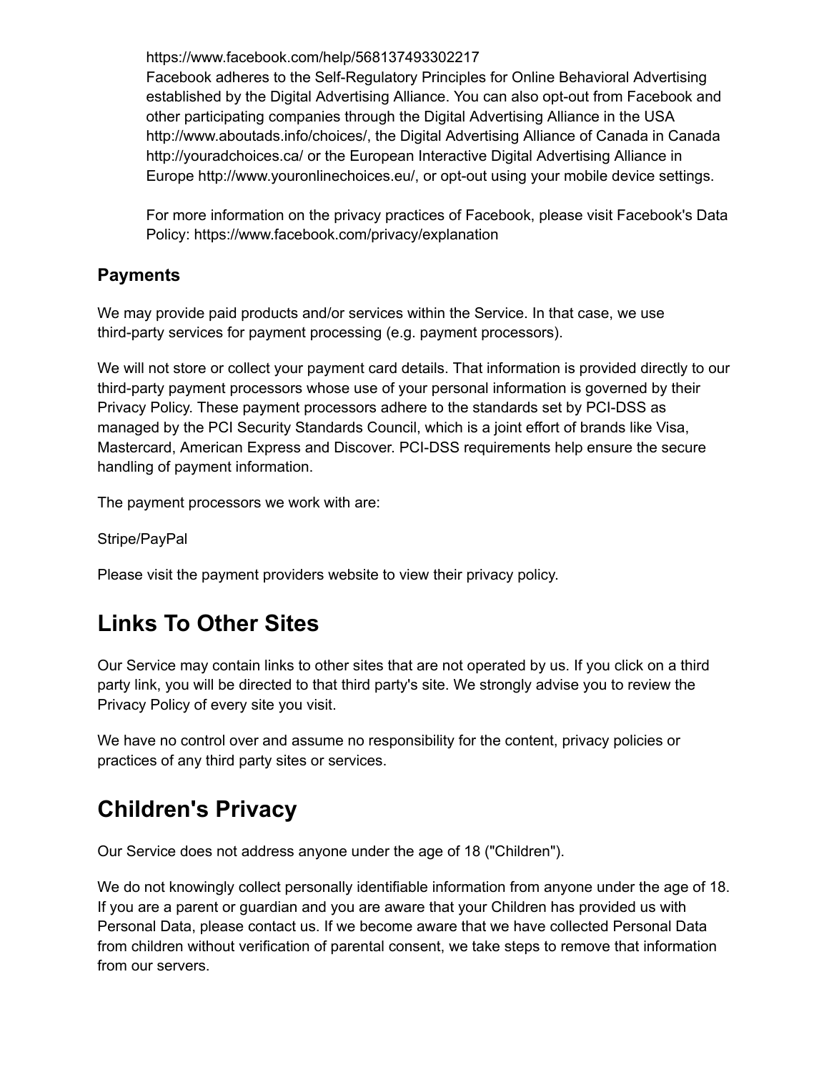https://www.facebook.com/help/568137493302217
Facebook adheres to the Self-Regulatory Principles for Online Behavioral Advertising established by the Digital Advertising Alliance. You can also opt-out from Facebook and other participating companies through the Digital Advertising Alliance in the USA http://www.aboutads.info/choices/, the Digital Advertising Alliance of Canada in Canada http://youradchoices.ca/ or the European Interactive Digital Advertising Alliance in Europe http://www.youronlinechoices.eu/, or opt-out using your mobile device settings.

For more information on the privacy practices of Facebook, please visit Facebook's Data Policy: https://www.facebook.com/privacy/explanation

### Payments

We may provide paid products and/or services within the Service. In that case, we use third-party services for payment processing (e.g. payment processors).

We will not store or collect your payment card details. That information is provided directly to our third-party payment processors whose use of your personal information is governed by their Privacy Policy. These payment processors adhere to the standards set by PCI-DSS as managed by the PCI Security Standards Council, which is a joint effort of brands like Visa, Mastercard, American Express and Discover. PCI-DSS requirements help ensure the secure handling of payment information.

The payment processors we work with are:

Stripe/PayPal

Please visit the payment providers website to view their privacy policy.

## Links To Other Sites

Our Service may contain links to other sites that are not operated by us. If you click on a third party link, you will be directed to that third party's site. We strongly advise you to review the Privacy Policy of every site you visit.

We have no control over and assume no responsibility for the content, privacy policies or practices of any third party sites or services.

## Children's Privacy

Our Service does not address anyone under the age of 18 ("Children").

We do not knowingly collect personally identifiable information from anyone under the age of 18. If you are a parent or guardian and you are aware that your Children has provided us with Personal Data, please contact us. If we become aware that we have collected Personal Data from children without verification of parental consent, we take steps to remove that information from our servers.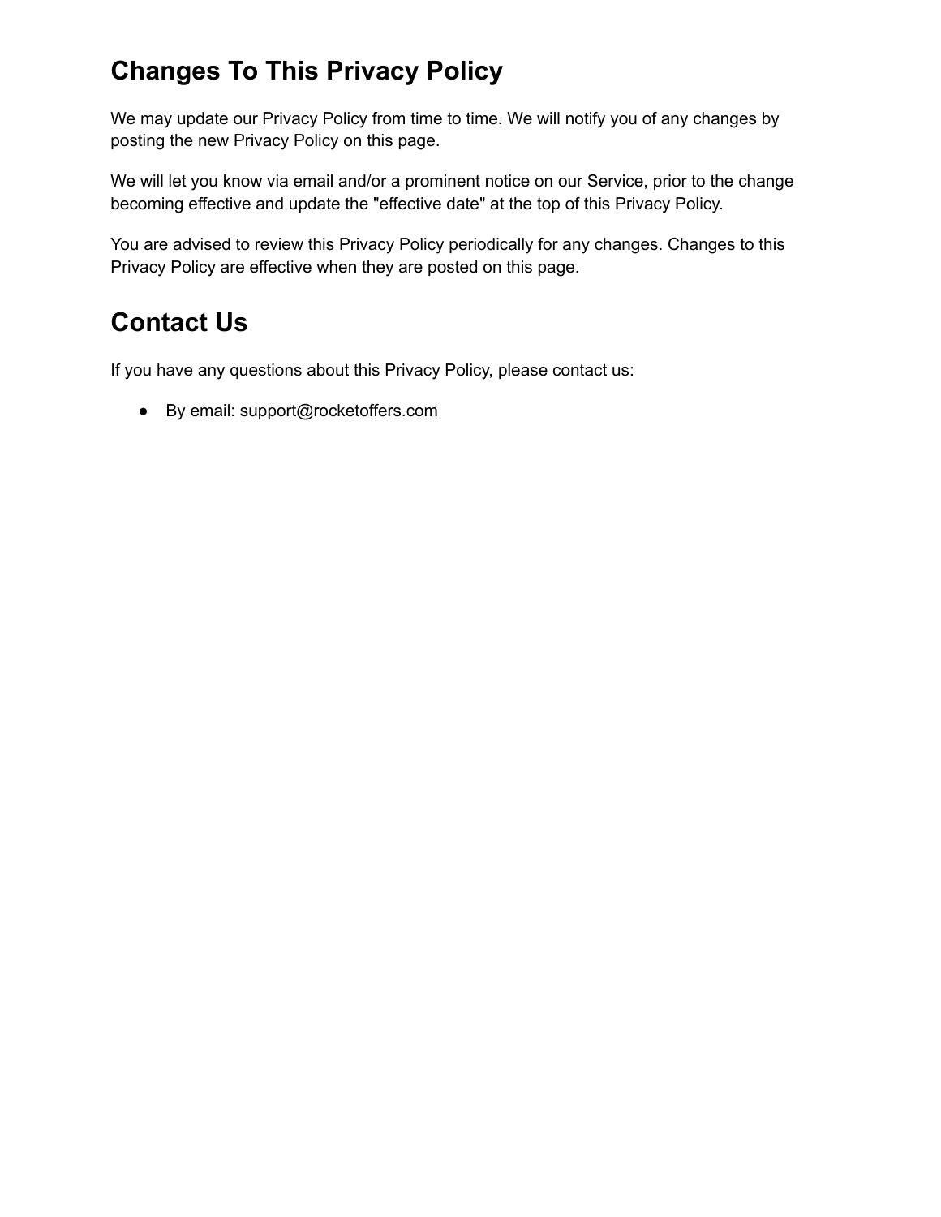## Changes To This Privacy Policy

We may update our Privacy Policy from time to time. We will notify you of any changes by posting the new Privacy Policy on this page.

We will let you know via email and/or a prominent notice on our Service, prior to the change becoming effective and update the "effective date" at the top of this Privacy Policy.

You are advised to review this Privacy Policy periodically for any changes. Changes to this Privacy Policy are effective when they are posted on this page.

## Contact Us

If you have any questions about this Privacy Policy, please contact us:

- By email: support@rocketoffers.com